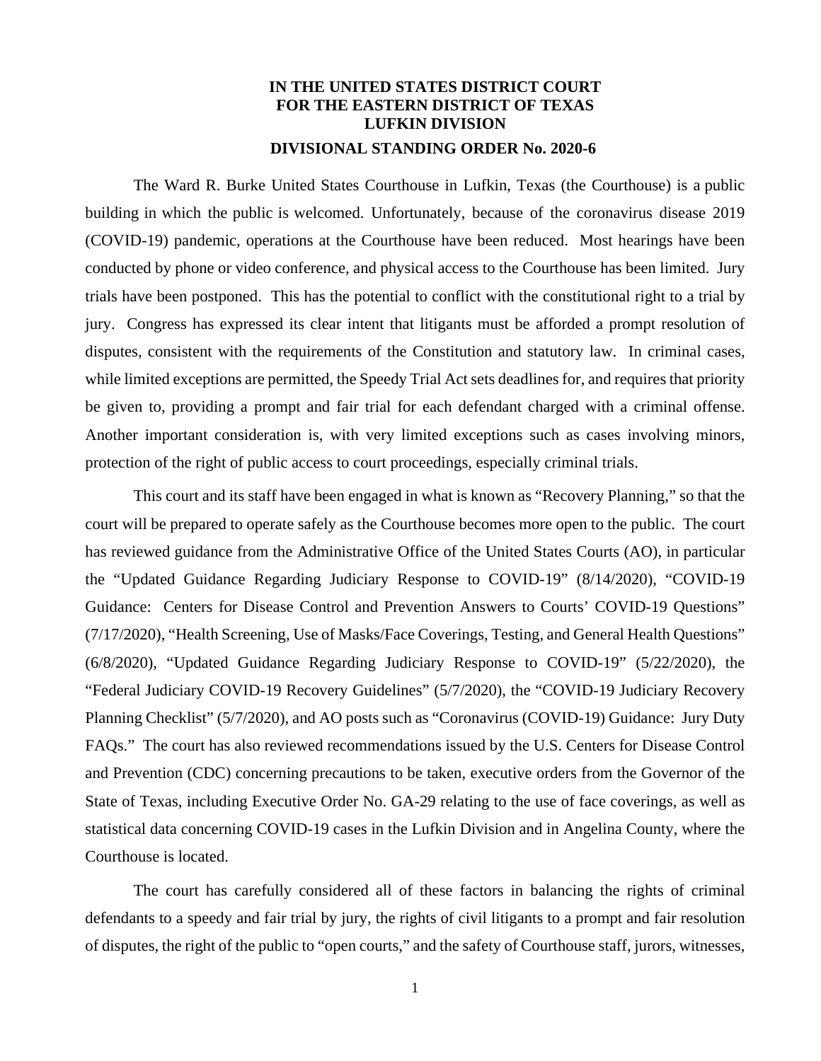**IN THE UNITED STATES DISTRICT COURT**
**FOR THE EASTERN DISTRICT OF TEXAS**
**LUFKIN DIVISION**

**DIVISIONAL STANDING ORDER No. 2020-6**

The Ward R. Burke United States Courthouse in Lufkin, Texas (the Courthouse) is a public building in which the public is welcomed. Unfortunately, because of the coronavirus disease 2019 (COVID-19) pandemic, operations at the Courthouse have been reduced. Most hearings have been conducted by phone or video conference, and physical access to the Courthouse has been limited. Jury trials have been postponed. This has the potential to conflict with the constitutional right to a trial by jury. Congress has expressed its clear intent that litigants must be afforded a prompt resolution of disputes, consistent with the requirements of the Constitution and statutory law. In criminal cases, while limited exceptions are permitted, the Speedy Trial Act sets deadlines for, and requires that priority be given to, providing a prompt and fair trial for each defendant charged with a criminal offense. Another important consideration is, with very limited exceptions such as cases involving minors, protection of the right of public access to court proceedings, especially criminal trials.

This court and its staff have been engaged in what is known as "Recovery Planning," so that the court will be prepared to operate safely as the Courthouse becomes more open to the public. The court has reviewed guidance from the Administrative Office of the United States Courts (AO), in particular the "Updated Guidance Regarding Judiciary Response to COVID-19" (8/14/2020), "COVID-19 Guidance: Centers for Disease Control and Prevention Answers to Courts' COVID-19 Questions" (7/17/2020), "Health Screening, Use of Masks/Face Coverings, Testing, and General Health Questions" (6/8/2020), "Updated Guidance Regarding Judiciary Response to COVID-19" (5/22/2020), the "Federal Judiciary COVID-19 Recovery Guidelines" (5/7/2020), the "COVID-19 Judiciary Recovery Planning Checklist" (5/7/2020), and AO posts such as "Coronavirus (COVID-19) Guidance: Jury Duty FAQs." The court has also reviewed recommendations issued by the U.S. Centers for Disease Control and Prevention (CDC) concerning precautions to be taken, executive orders from the Governor of the State of Texas, including Executive Order No. GA-29 relating to the use of face coverings, as well as statistical data concerning COVID-19 cases in the Lufkin Division and in Angelina County, where the Courthouse is located.

The court has carefully considered all of these factors in balancing the rights of criminal defendants to a speedy and fair trial by jury, the rights of civil litigants to a prompt and fair resolution of disputes, the right of the public to "open courts," and the safety of Courthouse staff, jurors, witnesses,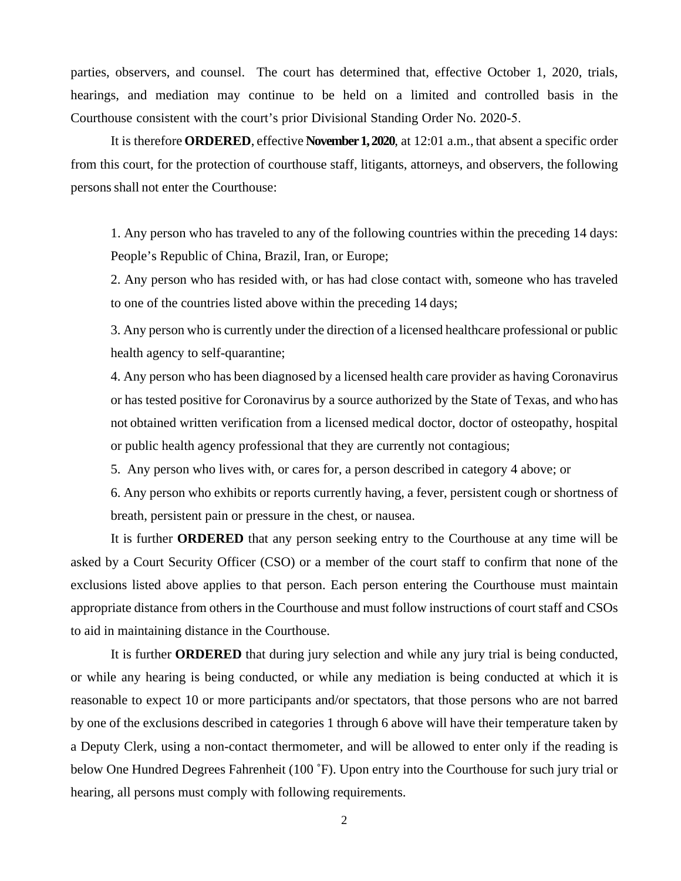parties, observers, and counsel. The court has determined that, effective October 1, 2020, trials, hearings, and mediation may continue to be held on a limited and controlled basis in the Courthouse consistent with the court's prior Divisional Standing Order No. 2020-5.

It is therefore **ORDERED**, effective **November 1, 2020**, at 12:01 a.m., that absent a specific order from this court, for the protection of courthouse staff, litigants, attorneys, and observers, the following persons shall not enter the Courthouse:

1. Any person who has traveled to any of the following countries within the preceding 14 days: People's Republic of China, Brazil, Iran, or Europe;

2. Any person who has resided with, or has had close contact with, someone who has traveled to one of the countries listed above within the preceding 14 days;

3. Any person who is currently under the direction of a licensed healthcare professional or public health agency to self-quarantine;

4. Any person who has been diagnosed by a licensed health care provider as having Coronavirus or has tested positive for Coronavirus by a source authorized by the State of Texas, and who has not obtained written verification from a licensed medical doctor, doctor of osteopathy, hospital or public health agency professional that they are currently not contagious;

5. Any person who lives with, or cares for, a person described in category 4 above; or

6. Any person who exhibits or reports currently having, a fever, persistent cough or shortness of breath, persistent pain or pressure in the chest, or nausea.

It is further **ORDERED** that any person seeking entry to the Courthouse at any time will be asked by a Court Security Officer (CSO) or a member of the court staff to confirm that none of the exclusions listed above applies to that person. Each person entering the Courthouse must maintain appropriate distance from others in the Courthouse and must follow instructions of court staff and CSOs to aid in maintaining distance in the Courthouse.

It is further **ORDERED** that during jury selection and while any jury trial is being conducted, or while any hearing is being conducted, or while any mediation is being conducted at which it is reasonable to expect 10 or more participants and/or spectators, that those persons who are not barred by one of the exclusions described in categories 1 through 6 above will have their temperature taken by a Deputy Clerk, using a non-contact thermometer, and will be allowed to enter only if the reading is below One Hundred Degrees Fahrenheit (100 ˚F). Upon entry into the Courthouse for such jury trial or hearing, all persons must comply with following requirements.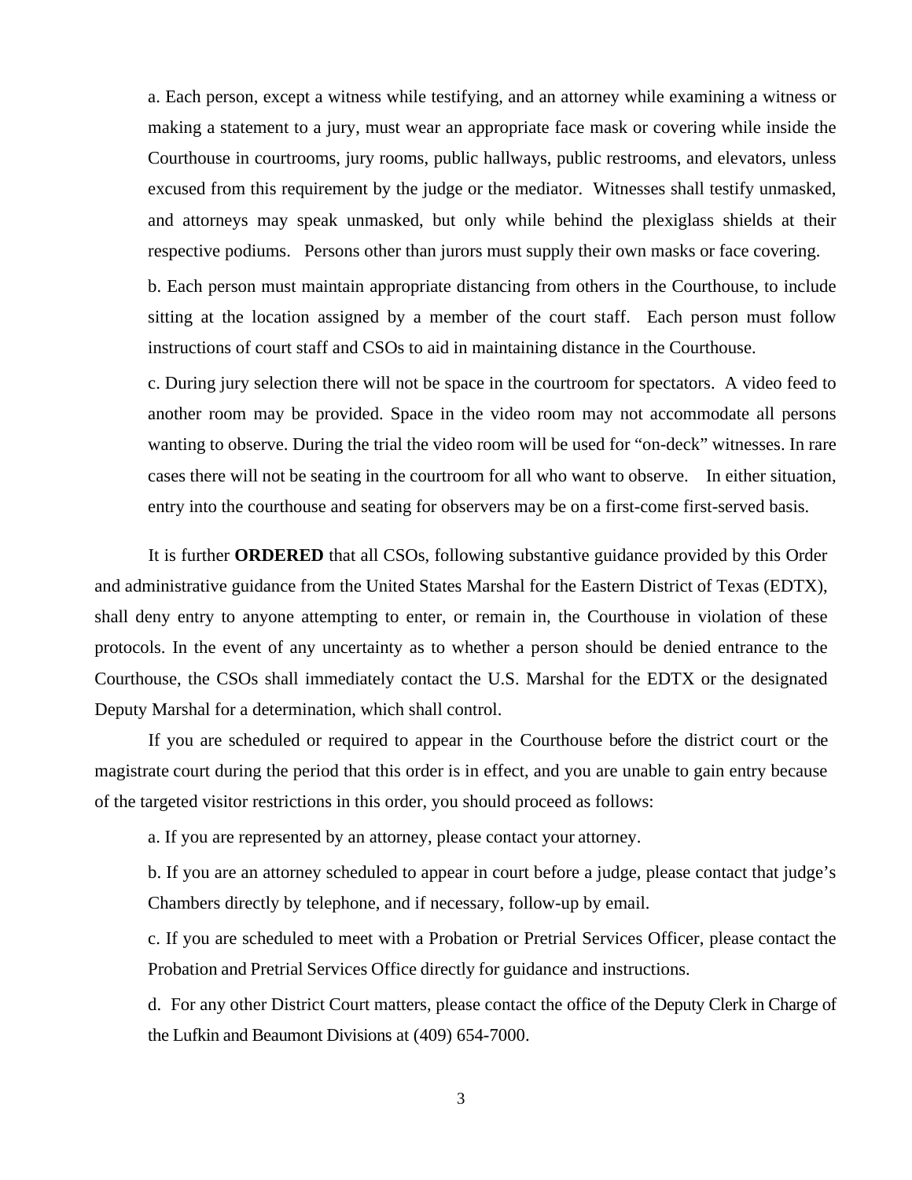a. Each person, except a witness while testifying, and an attorney while examining a witness or making a statement to a jury, must wear an appropriate face mask or covering while inside the Courthouse in courtrooms, jury rooms, public hallways, public restrooms, and elevators, unless excused from this requirement by the judge or the mediator. Witnesses shall testify unmasked, and attorneys may speak unmasked, but only while behind the plexiglass shields at their respective podiums. Persons other than jurors must supply their own masks or face covering.

b. Each person must maintain appropriate distancing from others in the Courthouse, to include sitting at the location assigned by a member of the court staff. Each person must follow instructions of court staff and CSOs to aid in maintaining distance in the Courthouse.

c. During jury selection there will not be space in the courtroom for spectators. A video feed to another room may be provided. Space in the video room may not accommodate all persons wanting to observe. During the trial the video room will be used for "on-deck" witnesses. In rare cases there will not be seating in the courtroom for all who want to observe. In either situation, entry into the courthouse and seating for observers may be on a first-come first-served basis.

It is further **ORDERED** that all CSOs, following substantive guidance provided by this Order and administrative guidance from the United States Marshal for the Eastern District of Texas (EDTX), shall deny entry to anyone attempting to enter, or remain in, the Courthouse in violation of these protocols. In the event of any uncertainty as to whether a person should be denied entrance to the Courthouse, the CSOs shall immediately contact the U.S. Marshal for the EDTX or the designated Deputy Marshal for a determination, which shall control.

If you are scheduled or required to appear in the Courthouse before the district court or the magistrate court during the period that this order is in effect, and you are unable to gain entry because of the targeted visitor restrictions in this order, you should proceed as follows:

a. If you are represented by an attorney, please contact your attorney.

b. If you are an attorney scheduled to appear in court before a judge, please contact that judge's Chambers directly by telephone, and if necessary, follow-up by email.

c. If you are scheduled to meet with a Probation or Pretrial Services Officer, please contact the Probation and Pretrial Services Office directly for guidance and instructions.

d. For any other District Court matters, please contact the office of the Deputy Clerk in Charge of the Lufkin and Beaumont Divisions at (409) 654-7000.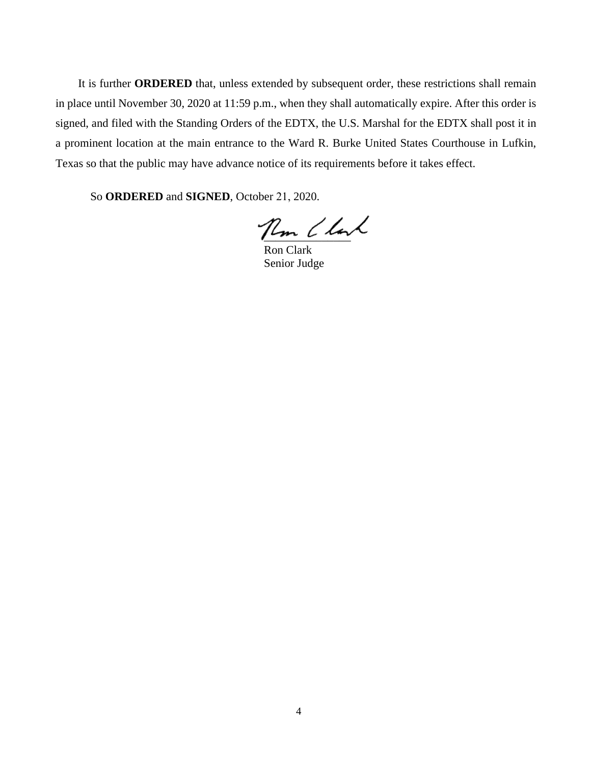It is further **ORDERED** that, unless extended by subsequent order, these restrictions shall remain in place until November 30, 2020 at 11:59 p.m., when they shall automatically expire. After this order is signed, and filed with the Standing Orders of the EDTX, the U.S. Marshal for the EDTX shall post it in a prominent location at the main entrance to the Ward R. Burke United States Courthouse in Lufkin, Texas so that the public may have advance notice of its requirements before it takes effect.

So **ORDERED** and **SIGNED**, October 21, 2020.

Ron Clark
Senior Judge